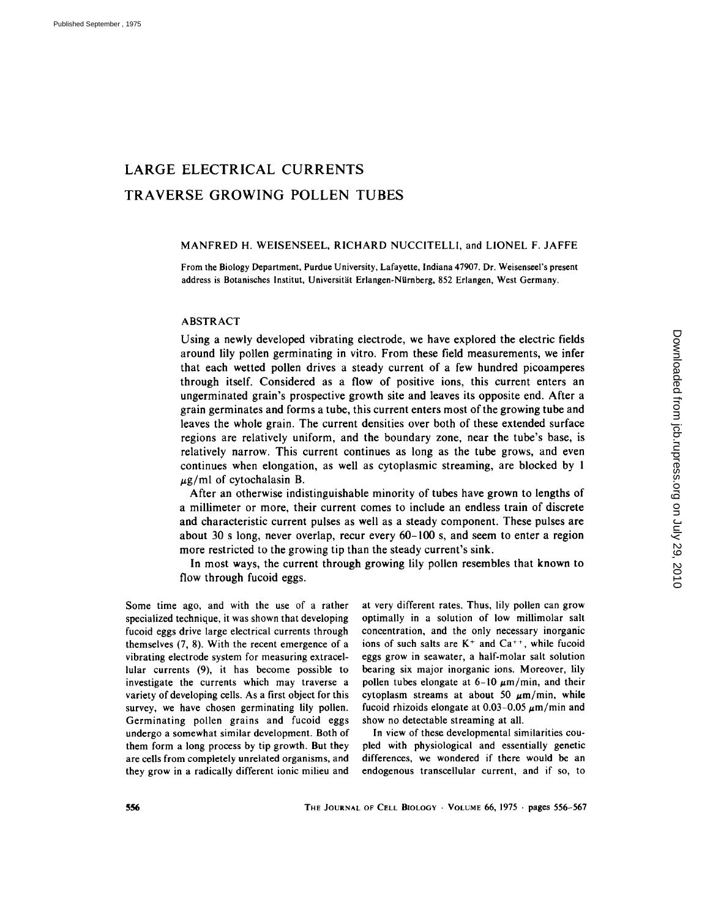# LARGE ELECTRICAL CURRENTS TRAVERSE GROWING POLLEN TUBES

MANFRED H. WEISENSEEL, RICHARD NUCCITELLI, and LIONEL F. JAFFE

From the Biology Department, Purdue University, Lafayette, Indiana 47907. Dr. Weisenseel's present address is Botanisches Institut, Universität Erlangen-Nürnberg, 852 Erlangen, West Germany.

## ABSTRACT

Using a newly developed vibrating electrode, we have explored the electric fields around lily pollen germinating in vitro. From these field measurements, we infer that each wetted pollen drives a steady current of a few hundred picoamperes through itself. Considered as a flow of positive ions, this current enters an ungerminated grain's prospective growth site and leaves its opposite end. After a grain germinates and forms a tube, this current enters most of the growing tube and leaves the whole grain. The current densities over both of these extended surface regions are relatively uniform, and the boundary zone, near the tube's base, is relatively narrow. This current continues as long as the tube grows, and even continues when elongation, as well as cytoplasmic streaming, are blocked by 1 $\mu$g/ml of cytochalasin B.

After an otherwise indistinguishable minority of tubes have grown to lengths of a millimeter or more, their current comes to include an endless train of discrete and characteristic current pulses as well as a steady component. These pulses are about 30 s long, never overlap, recur every 60–100 s, and seem to enter a region more restricted to the growing tip than the steady current's sink.

In most ways, the current through growing lily pollen resembles that known to flow through fucoid eggs.

Some time ago, and with the use of a rather specialized technique, it was shown that developing fucoid eggs drive large electrical currents through themselves (7, 8). With the recent emergence of a vibrating electrode system for measuring extracellular currents (9), it has become possible to investigate the currents which may traverse a variety of developing cells. As a first object for this survey, we have chosen germinating lily pollen. Germinating pollen grains and fucoid eggs undergo a somewhat similar development. Both of them form a long process by tip growth. But they are cells from completely unrelated organisms, and they grow in a radically different ionic milieu and at very different rates. Thus, lily pollen can grow optimally in a solution of low millimolar salt concentration, and the only necessary inorganic ions of such salts are $K^+$ and $Ca^{++}$, while fucoid eggs grow in seawater, a half-molar salt solution bearing six major inorganic ions. Moreover, lily pollen tubes elongate at 6–10 $\mu$m/min, and their cytoplasm streams at about 50 $\mu$m/min, while fucoid rhizoids elongate at 0.03–0.05 $\mu$m/min and show no detectable streaming at all.

In view of these developmental similarities coupled with physiological and essentially genetic differences, we wondered if there would be an endogenous transcellular current, and if so, to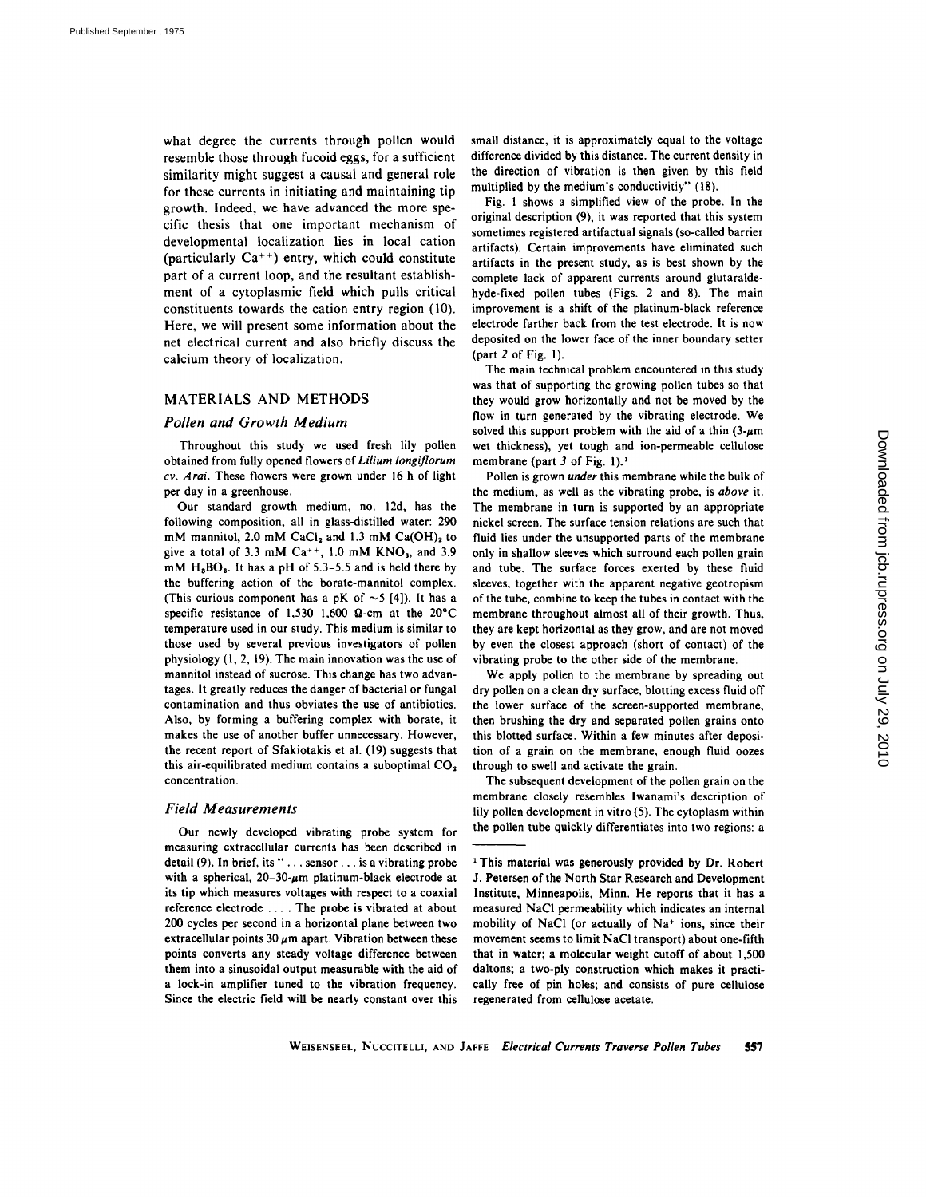what degree the currents through pollen would resemble those through fucoid eggs, for a sufficient similarity might suggest a causal and general role for these currents in initiating and maintaining tip growth. Indeed, we have advanced the more specific thesis that one important mechanism of developmental localization lies in local cation (particularly $Ca^{++}$) entry, which could constitute part of a current loop, and the resultant establishment of a cytoplasmic field which pulls critical constituents towards the cation entry region (10). Here, we will present some information about the net electrical current and also briefly discuss the calcium theory of localization.

## MATERIALS AND METHODS

### Pollen and Growth Medium

Throughout this study we used fresh lily pollen obtained from fully opened flowers of *Lilium longiflorum cv. Arai*. These flowers were grown under 16 h of light per day in a greenhouse.

Our standard growth medium, no. 12d, has the following composition, all in glass-distilled water: 290 mM mannitol, 2.0 mM $CaCl_2$ and 1.3 mM $Ca(OH)_2$ to give a total of 3.3 mM $Ca^{++}$, 1.0 mM $KNO_3$, and 3.9 mM $H_3BO_3$. It has a pH of 5.3–5.5 and is held there by the buffering action of the borate-mannitol complex. (This curious component has a pK of ~5 [4]). It has a specific resistance of 1,530–1,600 Ω-cm at the 20°C temperature used in our study. This medium is similar to those used by several previous investigators of pollen physiology (1, 2, 19). The main innovation was the use of mannitol instead of sucrose. This change has two advantages. It greatly reduces the danger of bacterial or fungal contamination and thus obviates the use of antibiotics. Also, by forming a buffering complex with borate, it makes the use of another buffer unnecessary. However, the recent report of Sfakiotakis et al. (19) suggests that this air-equilibrated medium contains a suboptimal $CO_2$ concentration.

### Field Measurements

Our newly developed vibrating probe system for measuring extracellular currents has been described in detail (9). In brief, its "... sensor ... is a vibrating probe with a spherical, 20–30-μm platinum-black electrode at its tip which measures voltages with respect to a coaxial reference electrode .... The probe is vibrated at about 200 cycles per second in a horizontal plane between two extracellular points 30 μm apart. Vibration between these points converts any steady voltage difference between them into a sinusoidal output measurable with the aid of a lock-in amplifier tuned to the vibration frequency. Since the electric field will be nearly constant over this small distance, it is approximately equal to the voltage difference divided by this distance. The current density in the direction of vibration is then given by this field multiplied by the medium's conductivitiy" (18).

Fig. 1 shows a simplified view of the probe. In the original description (9), it was reported that this system sometimes registered artifactual signals (so-called barrier artifacts). Certain improvements have eliminated such artifacts in the present study, as is best shown by the complete lack of apparent currents around glutaraldehyde-fixed pollen tubes (Figs. 2 and 8). The main improvement is a shift of the platinum-black reference electrode farther back from the test electrode. It is now deposited on the lower face of the inner boundary setter (part *2* of Fig. 1).

The main technical problem encountered in this study was that of supporting the growing pollen tubes so that they would grow horizontally and not be moved by the flow in turn generated by the vibrating electrode. We solved this support problem with the aid of a thin (3-μm wet thickness), yet tough and ion-permeable cellulose membrane (part *3* of Fig. 1).[1]

Pollen is grown *under* this membrane while the bulk of the medium, as well as the vibrating probe, is *above* it. The membrane in turn is supported by an appropriate nickel screen. The surface tension relations are such that fluid lies under the unsupported parts of the membrane only in shallow sleeves which surround each pollen grain and tube. The surface forces exerted by these fluid sleeves, together with the apparent negative geotropism of the tube, combine to keep the tubes in contact with the membrane throughout almost all of their growth. Thus, they are kept horizontal as they grow, and are not moved by even the closest approach (short of contact) of the vibrating probe to the other side of the membrane.

We apply pollen to the membrane by spreading out dry pollen on a clean dry surface, blotting excess fluid off the lower surface of the screen-supported membrane, then brushing the dry and separated pollen grains onto this blotted surface. Within a few minutes after deposition of a grain on the membrane, enough fluid oozes through to swell and activate the grain.

The subsequent development of the pollen grain on the membrane closely resembles Iwanami's description of lily pollen development in vitro (5). The cytoplasm within the pollen tube quickly differentiates into two regions: a

[1] This material was generously provided by Dr. Robert J. Petersen of the North Star Research and Development Institute, Minneapolis, Minn. He reports that it has a measured NaCl permeability which indicates an internal mobility of NaCl (or actually of $Na^+$ ions, since their movement seems to limit NaCl transport) about one-fifth that in water; a molecular weight cutoff of about 1,500 daltons; a two-ply construction which makes it practically free of pin holes; and consists of pure cellulose regenerated from cellulose acetate.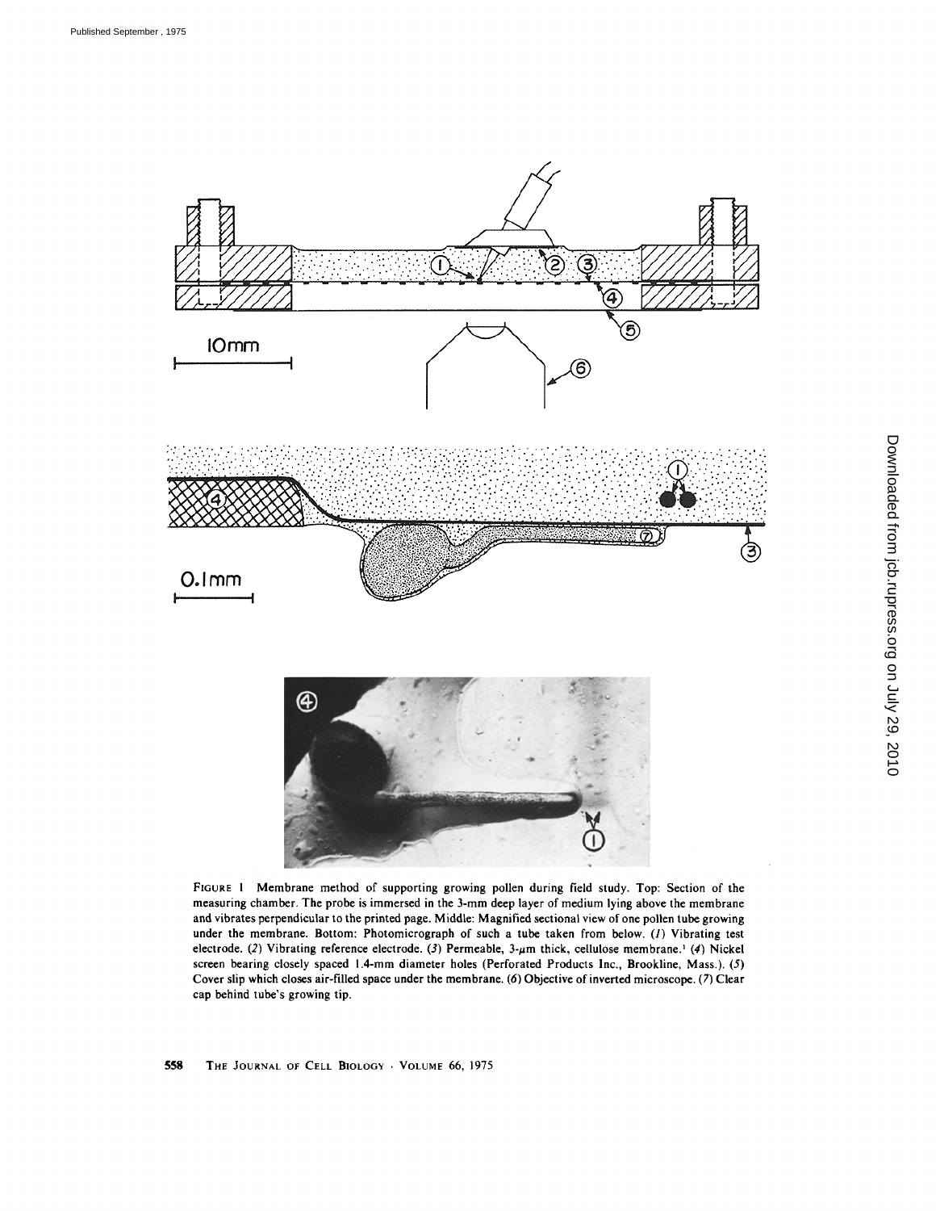FIGURE 1 Membrane method of supporting growing pollen during field study. Top: Section of the measuring chamber. The probe is immersed in the 3-mm deep layer of medium lying above the membrane and vibrates perpendicular to the printed page. Middle: Magnified sectional view of one pollen tube growing under the membrane. Bottom: Photomicrograph of such a tube taken from below. (*1*) Vibrating test electrode. (*2*) Vibrating reference electrode. (*3*) Permeable, 3-$\mu$m thick, cellulose membrane.[1] (*4*) Nickel screen bearing closely spaced 1.4-mm diameter holes (Perforated Products Inc., Brookline, Mass.). (*5*) Cover slip which closes air-filled space under the membrane. (*6*) Objective of inverted microscope. (*7*) Clear cap behind tube's growing tip.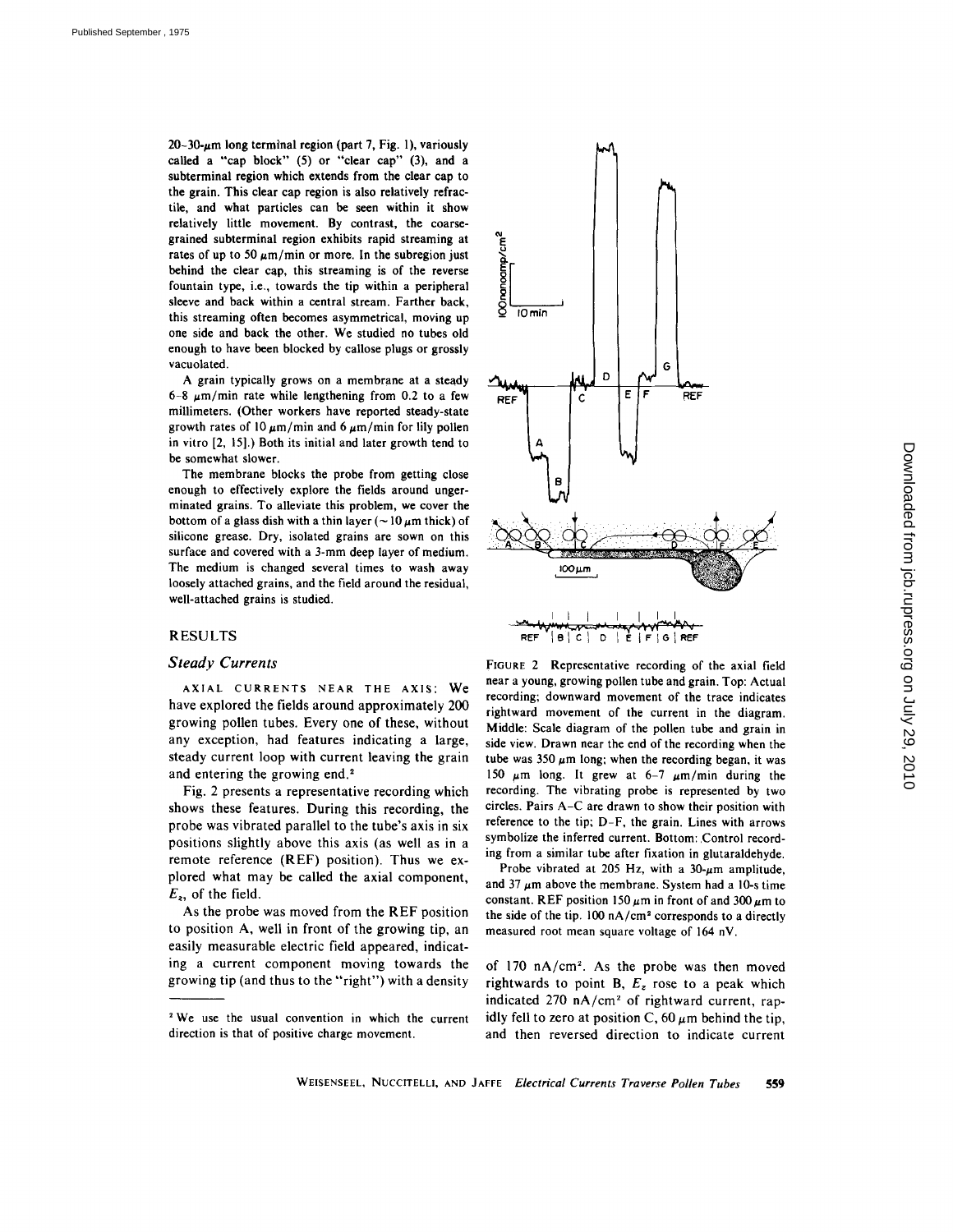20–30-$\mu$m long terminal region (part 7, Fig. 1), variously called a "cap block" (5) or "clear cap" (3), and a subterminal region which extends from the clear cap to the grain. This clear cap region is also relatively refractile, and what particles can be seen within it show relatively little movement. By contrast, the coarse-grained subterminal region exhibits rapid streaming at rates of up to 50 $\mu$m/min or more. In the subregion just behind the clear cap, this streaming is of the reverse fountain type, i.e., towards the tip within a peripheral sleeve and back within a central stream. Farther back, this streaming often becomes asymmetrical, moving up one side and back the other. We studied no tubes old enough to have been blocked by callose plugs or grossly vacuolated.

A grain typically grows on a membrane at a steady 6–8 $\mu$m/min rate while lengthening from 0.2 to a few millimeters. (Other workers have reported steady-state growth rates of 10 $\mu$m/min and 6 $\mu$m/min for lily pollen in vitro [2, 15].) Both its initial and later growth tend to be somewhat slower.

The membrane blocks the probe from getting close enough to effectively explore the fields around ungerminated grains. To alleviate this problem, we cover the bottom of a glass dish with a thin layer (~10 $\mu$m thick) of silicone grease. Dry, isolated grains are sown on this surface and covered with a 3-mm deep layer of medium. The medium is changed several times to wash away loosely attached grains, and the field around the residual, well-attached grains is studied.

## RESULTS

### *Steady Currents*

AXIAL CURRENTS NEAR THE AXIS: We have explored the fields around approximately 200 growing pollen tubes. Every one of these, without any exception, had features indicating a large, steady current loop with current leaving the grain and entering the growing end.[2]

Fig. 2 presents a representative recording which shows these features. During this recording, the probe was vibrated parallel to the tube's axis in six positions slightly above this axis (as well as in a remote reference (REF) position). Thus we explored what may be called the axial component, $E_z$, of the field.

As the probe was moved from the REF position to position A, well in front of the growing tip, an easily measurable electric field appeared, indicating a current component moving towards the growing tip (and thus to the "right") with a density of 170 nA/cm². As the probe was then moved rightwards to point B, $E_z$ rose to a peak which indicated 270 nA/cm² of rightward current, rapidly fell to zero at position C, 60 $\mu$m behind the tip, and then reversed direction to indicate current

[2] We use the usual convention in which the current direction is that of positive charge movement.

FIGURE 2 Representative recording of the axial field near a young, growing pollen tube and grain. Top: Actual recording; downward movement of the trace indicates rightward movement of the current in the diagram. Middle: Scale diagram of the pollen tube and grain in side view. Drawn near the end of the recording when the tube was 350 $\mu$m long; when the recording began, it was 150 $\mu$m long. It grew at 6–7 $\mu$m/min during the recording. The vibrating probe is represented by two circles. Pairs A–C are drawn to show their position with reference to the tip; D–F, the grain. Lines with arrows symbolize the inferred current. Bottom: Control recording from a similar tube after fixation in glutaraldehyde.

Probe vibrated at 205 Hz, with a 30-$\mu$m amplitude, and 37 $\mu$m above the membrane. System had a 10-s time constant. REF position 150 $\mu$m in front of and 300 $\mu$m to the side of the tip. 100 nA/cm² corresponds to a directly measured root mean square voltage of 164 nV.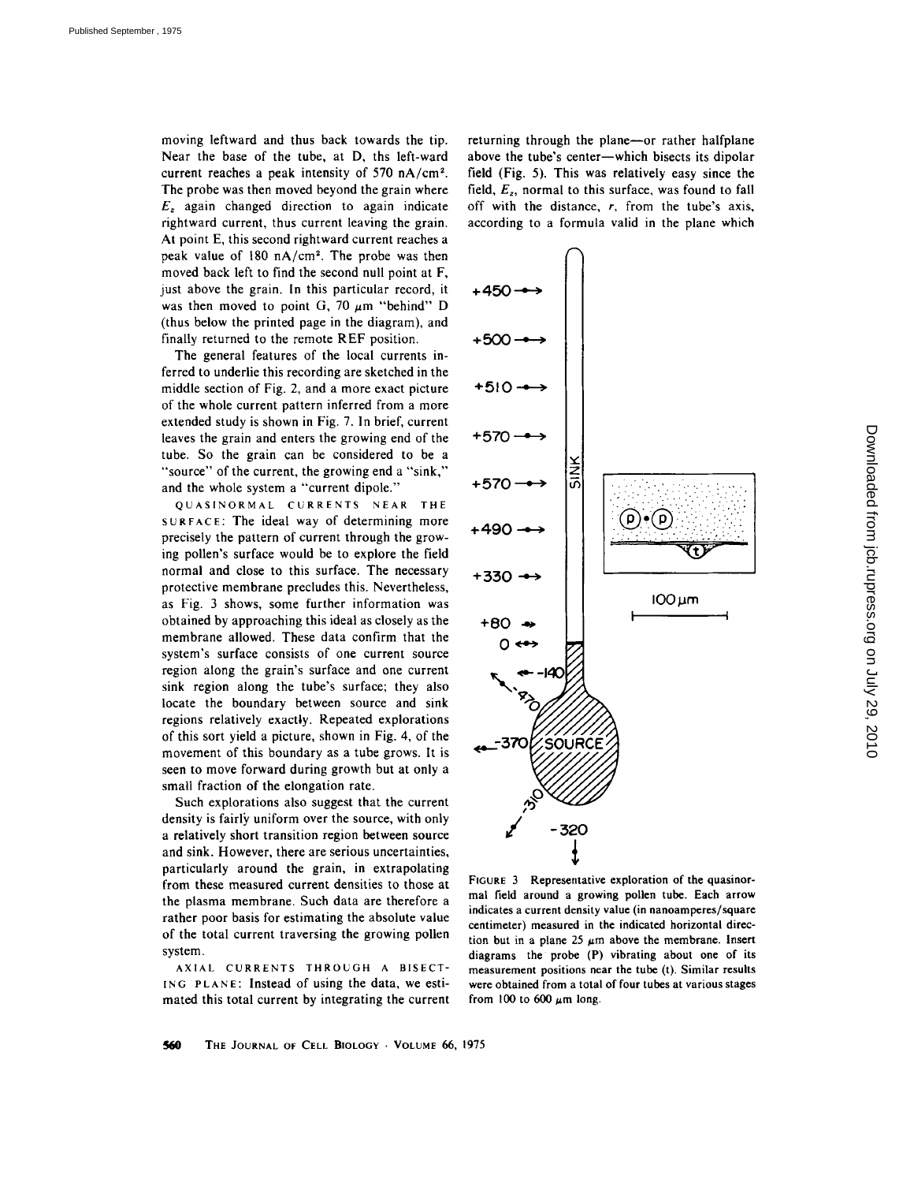moving leftward and thus back towards the tip. Near the base of the tube, at D, ths left-ward current reaches a peak intensity of 570 nA/cm². The probe was then moved beyond the grain where $E_z$ again changed direction to again indicate rightward current, thus current leaving the grain. At point E, this second rightward current reaches a peak value of 180 nA/cm². The probe was then moved back left to find the second null point at F, just above the grain. In this particular record, it was then moved to point G, 70 µm "behind" D (thus below the printed page in the diagram), and finally returned to the remote REF position.

The general features of the local currents inferred to underlie this recording are sketched in the middle section of Fig. 2, and a more exact picture of the whole current pattern inferred from a more extended study is shown in Fig. 7. In brief, current leaves the grain and enters the growing end of the tube. So the grain can be considered to be a "source" of the current, the growing end a "sink," and the whole system a "current dipole."

QUASINORMAL CURRENTS NEAR THE SURFACE: The ideal way of determining more precisely the pattern of current through the growing pollen's surface would be to explore the field normal and close to this surface. The necessary protective membrane precludes this. Nevertheless, as Fig. 3 shows, some further information was obtained by approaching this ideal as closely as the membrane allowed. These data confirm that the system's surface consists of one current source region along the grain's surface and one current sink region along the tube's surface; they also locate the boundary between source and sink regions relatively exactly. Repeated explorations of this sort yield a picture, shown in Fig. 4, of the movement of this boundary as a tube grows. It is seen to move forward during growth but at only a small fraction of the elongation rate.

Such explorations also suggest that the current density is fairly uniform over the source, with only a relatively short transition region between source and sink. However, there are serious uncertainties, particularly around the grain, in extrapolating from these measured current densities to those at the plasma membrane. Such data are therefore a rather poor basis for estimating the absolute value of the total current traversing the growing pollen system.

AXIAL CURRENTS THROUGH A BISECTING PLANE: Instead of using the data, we estimated this total current by integrating the current returning through the plane—or rather halfplane above the tube's center—which bisects its dipolar field (Fig. 5). This was relatively easy since the field, $E_z$, normal to this surface, was found to fall off with the distance, $r$, from the tube's axis, according to a formula valid in the plane which

FIGURE 3 Representative exploration of the quasinormal field around a growing pollen tube. Each arrow indicates a current density value (in nanoamperes/square centimeter) measured in the indicated horizontal direction but in a plane 25 µm above the membrane. Insert diagrams the probe (P) vibrating about one of its measurement positions near the tube (t). Similar results were obtained from a total of four tubes at various stages from 100 to 600 µm long.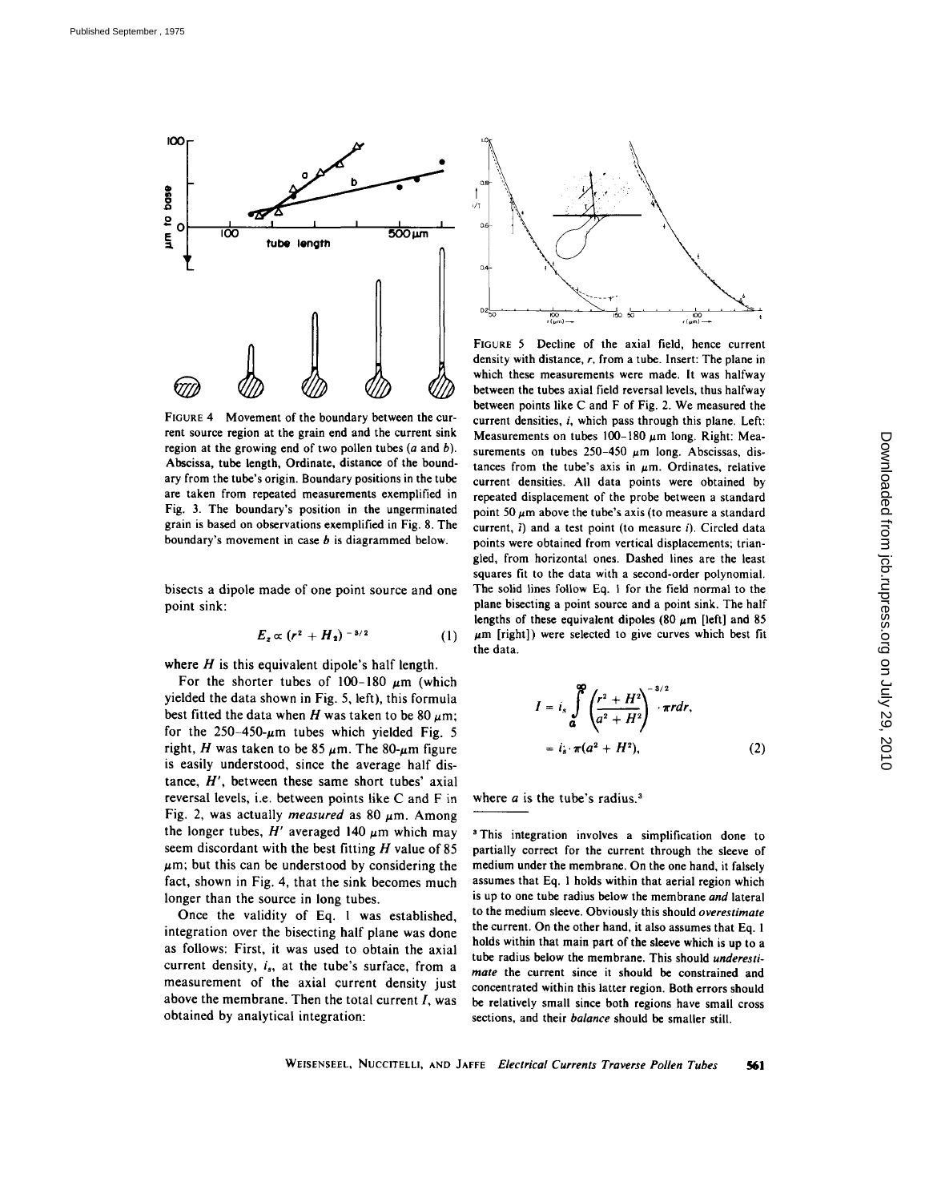FIGURE 4 Movement of the boundary between the current source region at the grain end and the current sink region at the growing end of two pollen tubes (*a* and *b*). Abscissa, tube length, Ordinate, distance of the boundary from the tube's origin. Boundary positions in the tube are taken from repeated measurements exemplified in Fig. 3. The boundary's position in the ungerminated grain is based on observations exemplified in Fig. 8. The boundary's movement in case *b* is diagrammed below.

FIGURE 5 Decline of the axial field, hence current density with distance, *r*, from a tube. Insert: The plane in which these measurements were made. It was halfway between the tubes axial field reversal levels, thus halfway between points like C and F of Fig. 2. We measured the current densities, *i*, which pass through this plane. Left: Measurements on tubes 100–180 μm long. Right: Measurements on tubes 250–450 μm long. Abscissas, distances from the tube's axis in μm. Ordinates, relative current densities. All data points were obtained by repeated displacement of the probe between a standard point 50 μm above the tube's axis (to measure a standard current, $\bar{i}$) and a test point (to measure *i*). Circled data points were obtained from vertical displacements; triangled, from horizontal ones. Dashed lines are the least squares fit to the data with a second-order polynomial. The solid lines follow Eq. 1 for the field normal to the plane bisecting a point source and a point sink. The half lengths of these equivalent dipoles (80 μm [left] and 85 μm [right]) were selected to give curves which best fit the data.

bisects a dipole made of one point source and one point sink:

$$E_z \propto (r^2 + H_2)^{-3/2} \tag{1}$$

where $H$ is this equivalent dipole's half length.

For the shorter tubes of 100–180 μm (which yielded the data shown in Fig. 5, left), this formula best fitted the data when $H$ was taken to be 80 μm; for the 250–450-μm tubes which yielded Fig. 5 right, $H$ was taken to be 85 μm. The 80-μm figure is easily understood, since the average half distance, $H'$, between these same short tubes' axial reversal levels, i.e. between points like C and F in Fig. 2, was actually *measured* as 80 μm. Among the longer tubes, $H'$ averaged 140 μm which may seem discordant with the best fitting $H$ value of 85 μm; but this can be understood by considering the fact, shown in Fig. 4, that the sink becomes much longer than the source in long tubes.

Once the validity of Eq. 1 was established, integration over the bisecting half plane was done as follows: First, it was used to obtain the axial current density, $i_s$, at the tube's surface, from a measurement of the axial current density just above the membrane. Then the total current $I$, was obtained by analytical integration:

$$\begin{aligned} I &= i_s \int_a^{\infty} \left(\frac{r^2 + H^2}{a^2 + H^2}\right)^{-3/2} \cdot \pi r dr, \\ &= i_s \cdot \pi(a^2 + H^2), \end{aligned} \tag{2}$$

where $a$ is the tube's radius.[3]

[3] This integration involves a simplification done to partially correct for the current through the sleeve of medium under the membrane. On the one hand, it falsely assumes that Eq. 1 holds within that aerial region which is up to one tube radius below the membrane *and* lateral to the medium sleeve. Obviously this should *overestimate* the current. On the other hand, it also assumes that Eq. 1 holds within that main part of the sleeve which is up to a tube radius below the membrane. This should *underestimate* the current since it should be constrained and concentrated within this latter region. Both errors should be relatively small since both regions have small cross sections, and their *balance* should be smaller still.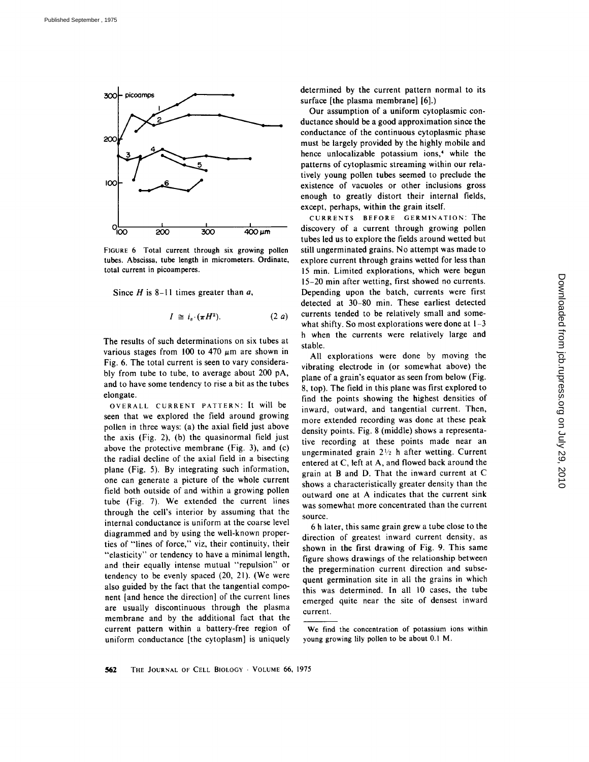FIGURE 6 Total current through six growing pollen tubes. Abscissa, tube length in micrometers. Ordinate, total current in picoamperes.

Since $H$ is 8-11 times greater than $a$,

$$I \cong i_e \cdot (\pi H^2). \quad (2\ a)$$

The results of such determinations on six tubes at various stages from 100 to 470 μm are shown in Fig. 6. The total current is seen to vary considerably from tube to tube, to average about 200 pA, and to have some tendency to rise a bit as the tubes elongate.

OVERALL CURRENT PATTERN: It will be seen that we explored the field around growing pollen in three ways: (a) the axial field just above the axis (Fig. 2), (b) the quasinormal field just above the protective membrane (Fig. 3), and (c) the radial decline of the axial field in a bisecting plane (Fig. 5). By integrating such information, one can generate a picture of the whole current field both outside of and within a growing pollen tube (Fig. 7). We extended the current lines through the cell's interior by assuming that the internal conductance is uniform at the coarse level diagrammed and by using the well-known properties of "lines of force," viz, their continuity, their "elasticity" or tendency to have a minimal length, and their equally intense mutual "repulsion" or tendency to be evenly spaced (20, 21). (We were also guided by the fact that the tangential component [and hence the direction] of the current lines are usually discontinuous through the plasma membrane and by the additional fact that the current pattern within a battery-free region of uniform conductance [the cytoplasm] is uniquely determined by the current pattern normal to its surface [the plasma membrane] (6).)

Our assumption of a uniform cytoplasmic conductance should be a good approximation since the conductance of the continuous cytoplasmic phase must be largely provided by the highly mobile and hence unlocalizable potassium ions,[4] while the patterns of cytoplasmic streaming within our relatively young pollen tubes seemed to preclude the existence of vacuoles or other inclusions gross enough to greatly distort their internal fields, except, perhaps, within the grain itself.

CURRENTS BEFORE GERMINATION: The discovery of a current through growing pollen tubes led us to explore the fields around wetted but still ungerminated grains. No attempt was made to explore current through grains wetted for less than 15 min. Limited explorations, which were begun 15-20 min after wetting, first showed no currents. Depending upon the batch, currents were first detected at 30-80 min. These earliest detected currents tended to be relatively small and somewhat shifty. So most explorations were done at 1-3 h when the currents were relatively large and stable.

All explorations were done by moving the vibrating electrode in (or somewhat above) the plane of a grain's equator as seen from below (Fig. 8, top). The field in this plane was first explored to find the points showing the highest densities of inward, outward, and tangential current. Then, more extended recording was done at these peak density points. Fig. 8 (middle) shows a representative recording at these points made near an ungerminated grain 2½ h after wetting. Current entered at C, left at A, and flowed back around the grain at B and D. That the inward current at C shows a characteristically greater density than the outward one at A indicates that the current sink was somewhat more concentrated than the current source.

6 h later, this same grain grew a tube close to the direction of greatest inward current density, as shown in the first drawing of Fig. 9. This same figure shows drawings of the relationship between the pregermination current direction and subsequent germination site in all the grains in which this was determined. In all 10 cases, the tube emerged quite near the site of densest inward current.

---

[4] We find the concentration of potassium ions within young growing lily pollen to be about 0.1 M.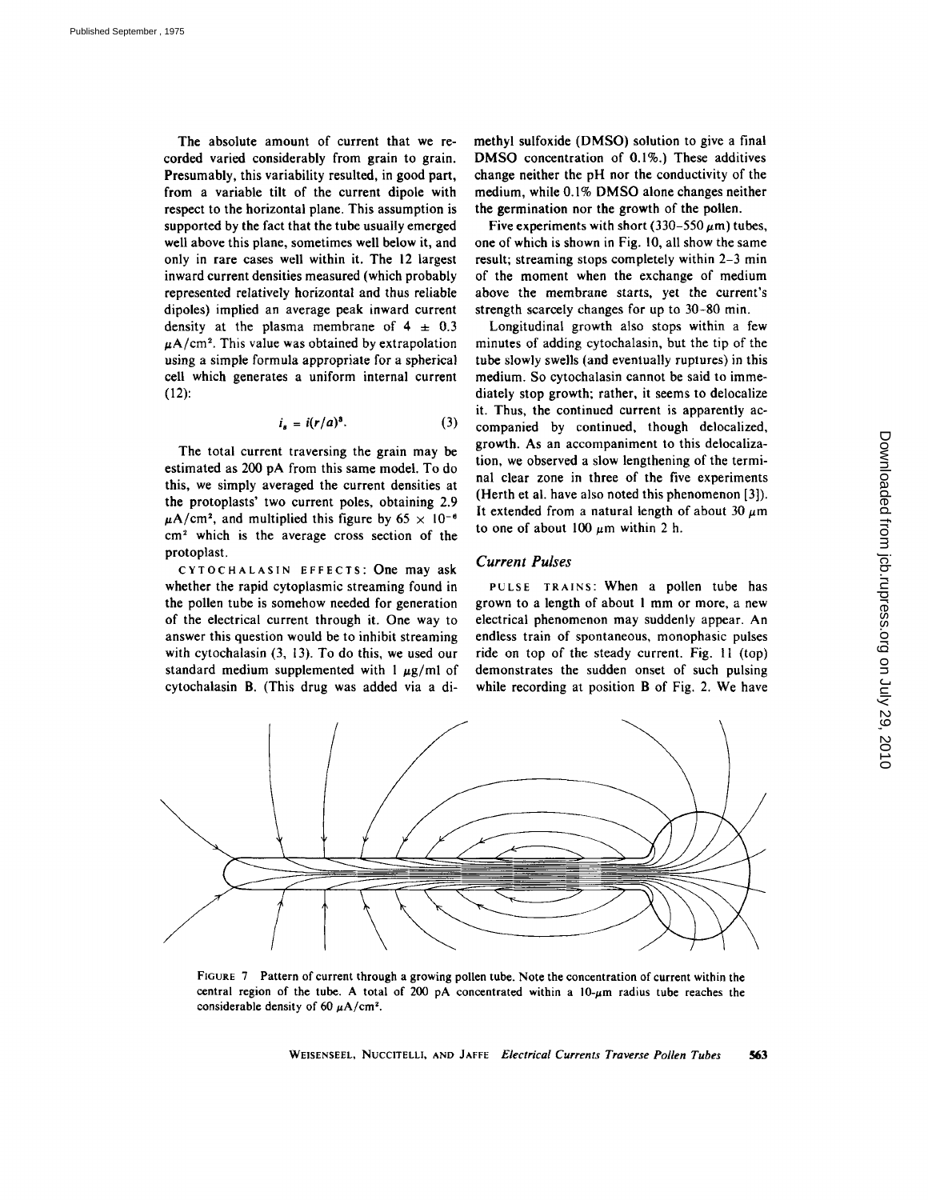The absolute amount of current that we recorded varied considerably from grain to grain. Presumably, this variability resulted, in good part, from a variable tilt of the current dipole with respect to the horizontal plane. This assumption is supported by the fact that the tube usually emerged well above this plane, sometimes well below it, and only in rare cases well within it. The 12 largest inward current densities measured (which probably represented relatively horizontal and thus reliable dipoles) implied an average peak inward current density at the plasma membrane of $4 \pm 0.3$ $\mu A/cm^2$. This value was obtained by extrapolation using a simple formula appropriate for a spherical cell which generates a uniform internal current (12):

$$i_s = i(r/a)^3. \tag{3}$$

The total current traversing the grain may be estimated as 200 pA from this same model. To do this, we simply averaged the current densities at the protoplasts' two current poles, obtaining 2.9 $\mu A/cm^2$, and multiplied this figure by $65 \times 10^{-6}$ $cm^2$ which is the average cross section of the protoplast.

CYTOCHALASIN EFFECTS: One may ask whether the rapid cytoplasmic streaming found in the pollen tube is somehow needed for generation of the electrical current through it. One way to answer this question would be to inhibit streaming with cytochalasin (3, 13). To do this, we used our standard medium supplemented with 1 $\mu g/ml$ of cytochalasin B. (This drug was added via a dimethyl sulfoxide (DMSO) solution to give a final DMSO concentration of 0.1%.) These additives change neither the pH nor the conductivity of the medium, while 0.1% DMSO alone changes neither the germination nor the growth of the pollen.

Five experiments with short (330–550 $\mu m$) tubes, one of which is shown in Fig. 10, all show the same result; streaming stops completely within 2–3 min of the moment when the exchange of medium above the membrane starts, yet the current's strength scarcely changes for up to 30–80 min.

Longitudinal growth also stops within a few minutes of adding cytochalasin, but the tip of the tube slowly swells (and eventually ruptures) in this medium. So cytochalasin cannot be said to immediately stop growth; rather, it seems to delocalize it. Thus, the continued current is apparently accompanied by continued, though delocalized, growth. As an accompaniment to this delocalization, we observed a slow lengthening of the terminal clear zone in three of the five experiments (Herth et al. have also noted this phenomenon [3]). It extended from a natural length of about 30 $\mu m$ to one of about 100 $\mu m$ within 2 h.

### *Current Pulses*

PULSE TRAINS: When a pollen tube has grown to a length of about 1 mm or more, a new electrical phenomenon may suddenly appear. An endless train of spontaneous, monophasic pulses ride on top of the steady current. Fig. 11 (top) demonstrates the sudden onset of such pulsing while recording at position B of Fig. 2. We have

FIGURE 7 Pattern of current through a growing pollen tube. Note the concentration of current within the central region of the tube. A total of 200 pA concentrated within a 10-$\mu m$ radius tube reaches the considerable density of 60 $\mu A/cm^2$.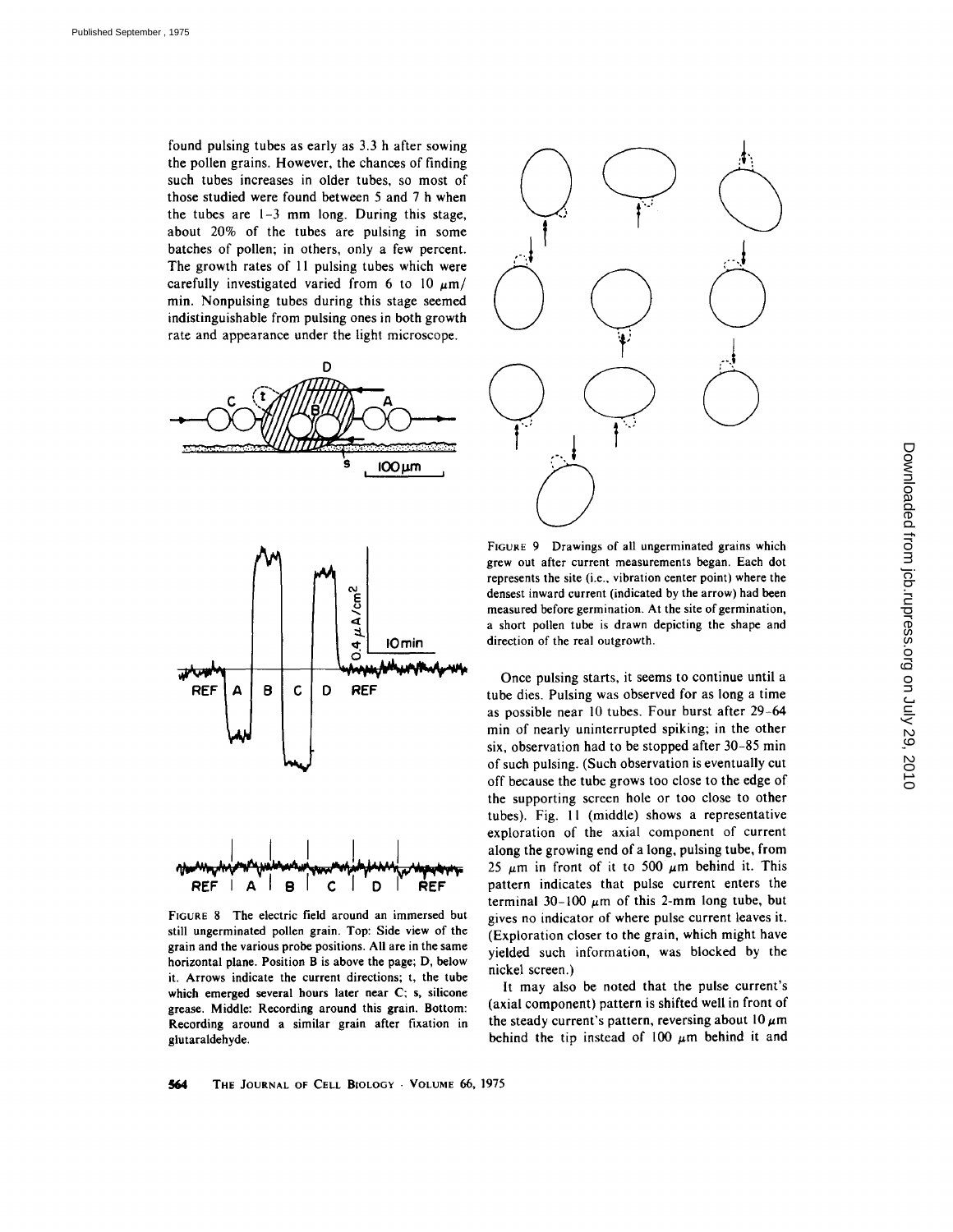found pulsing tubes as early as 3.3 h after sowing the pollen grains. However, the chances of finding such tubes increases in older tubes, so most of those studied were found between 5 and 7 h when the tubes are 1–3 mm long. During this stage, about 20% of the tubes are pulsing in some batches of pollen; in others, only a few percent. The growth rates of 11 pulsing tubes which were carefully investigated varied from 6 to 10 $\mu$m/min. Nonpulsing tubes during this stage seemed indistinguishable from pulsing ones in both growth rate and appearance under the light microscope.

FIGURE 8 The electric field around an immersed but still ungerminated pollen grain. Top: Side view of the grain and the various probe positions. All are in the same horizontal plane. Position B is above the page; D, below it. Arrows indicate the current directions; t, the tube which emerged several hours later near C; s, silicone grease. Middle: Recording around this grain. Bottom: Recording around a similar grain after fixation in glutaraldehyde.

FIGURE 9 Drawings of all ungerminated grains which grew out after current measurements began. Each dot represents the site (i.e., vibration center point) where the densest inward current (indicated by the arrow) had been measured before germination. At the site of germination, a short pollen tube is drawn depicting the shape and direction of the real outgrowth.

Once pulsing starts, it seems to continue until a tube dies. Pulsing was observed for as long a time as possible near 10 tubes. Four burst after 29–64 min of nearly uninterrupted spiking; in the other six, observation had to be stopped after 30–85 min of such pulsing. (Such observation is eventually cut off because the tube grows too close to the edge of the supporting screen hole or too close to other tubes). Fig. 11 (middle) shows a representative exploration of the axial component of current along the growing end of a long, pulsing tube, from 25 $\mu$m in front of it to 500 $\mu$m behind it. This pattern indicates that pulse current enters the terminal 30–100 $\mu$m of this 2-mm long tube, but gives no indicator of where pulse current leaves it. (Exploration closer to the grain, which might have yielded such information, was blocked by the nickel screen.)

It may also be noted that the pulse current's (axial component) pattern is shifted well in front of the steady current's pattern, reversing about 10 $\mu$m behind the tip instead of 100 $\mu$m behind it and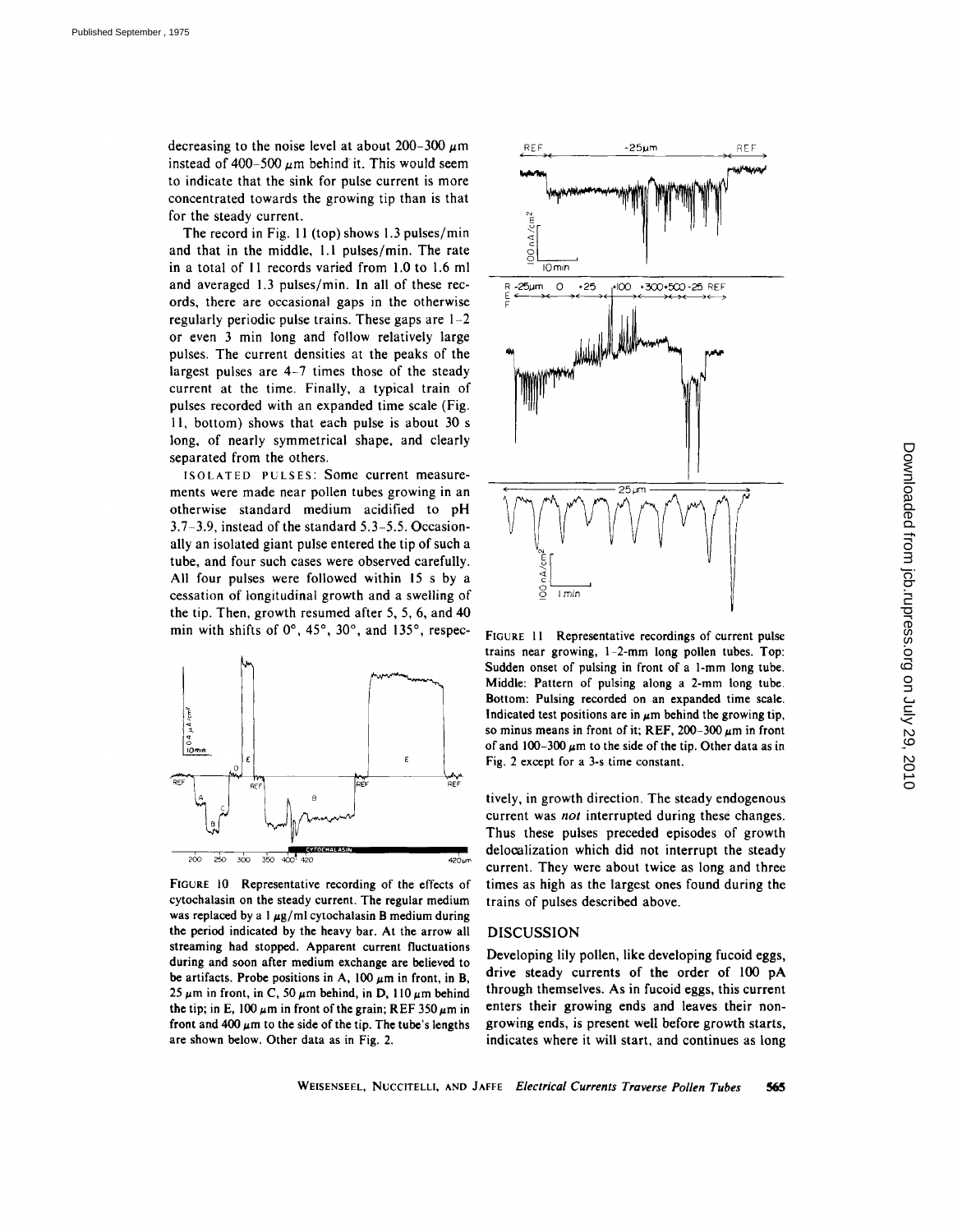decreasing to the noise level at about 200–300 $\mu$m instead of 400–500 $\mu$m behind it. This would seem to indicate that the sink for pulse current is more concentrated towards the growing tip than is that for the steady current.

The record in Fig. 11 (top) shows 1.3 pulses/min and that in the middle, 1.1 pulses/min. The rate in a total of 11 records varied from 1.0 to 1.6 ml and averaged 1.3 pulses/min. In all of these records, there are occasional gaps in the otherwise regularly periodic pulse trains. These gaps are 1–2 or even 3 min long and follow relatively large pulses. The current densities at the peaks of the largest pulses are 4–7 times those of the steady current at the time. Finally, a typical train of pulses recorded with an expanded time scale (Fig. 11, bottom) shows that each pulse is about 30 s long, of nearly symmetrical shape, and clearly separated from the others.

ISOLATED PULSES: Some current measurements were made near pollen tubes growing in an otherwise standard medium acidified to pH 3.7–3.9, instead of the standard 5.3–5.5. Occasionally an isolated giant pulse entered the tip of such a tube, and four such cases were observed carefully. All four pulses were followed within 15 s by a cessation of longitudinal growth and a swelling of the tip. Then, growth resumed after 5, 5, 6, and 40 min with shifts of 0°, 45°, 30°, and 135°, respectively, in growth direction. The steady endogenous current was *not* interrupted during these changes. Thus these pulses preceded episodes of growth delocalization which did not interrupt the steady current. They were about twice as long and three times as high as the largest ones found during the trains of pulses described above.

FIGURE 10 Representative recording of the effects of cytochalasin on the steady current. The regular medium was replaced by a 1 $\mu$g/ml cytochalasin B medium during the period indicated by the heavy bar. At the arrow all streaming had stopped. Apparent current fluctuations during and soon after medium exchange are believed to be artifacts. Probe positions in A, 100 $\mu$m in front, in B, 25 $\mu$m in front, in C, 50 $\mu$m behind, in D, 110 $\mu$m behind the tip; in E, 100 $\mu$m in front of the grain; REF 350 $\mu$m in front and 400 $\mu$m to the side of the tip. The tube's lengths are shown below. Other data as in Fig. 2.

FIGURE 11 Representative recordings of current pulse trains near growing, 1–2-mm long pollen tubes. Top: Sudden onset of pulsing in front of a 1-mm long tube. Middle: Pattern of pulsing along a 2-mm long tube. Bottom: Pulsing recorded on an expanded time scale. Indicated test positions are in $\mu$m behind the growing tip, so minus means in front of it; REF, 200–300 $\mu$m in front of and 100–300 $\mu$m to the side of the tip. Other data as in Fig. 2 except for a 3-s time constant.

## DISCUSSION

Developing lily pollen, like developing fucoid eggs, drive steady currents of the order of 100 pA through themselves. As in fucoid eggs, this current enters their growing ends and leaves their nongrowing ends, is present well before growth starts, indicates where it will start, and continues as long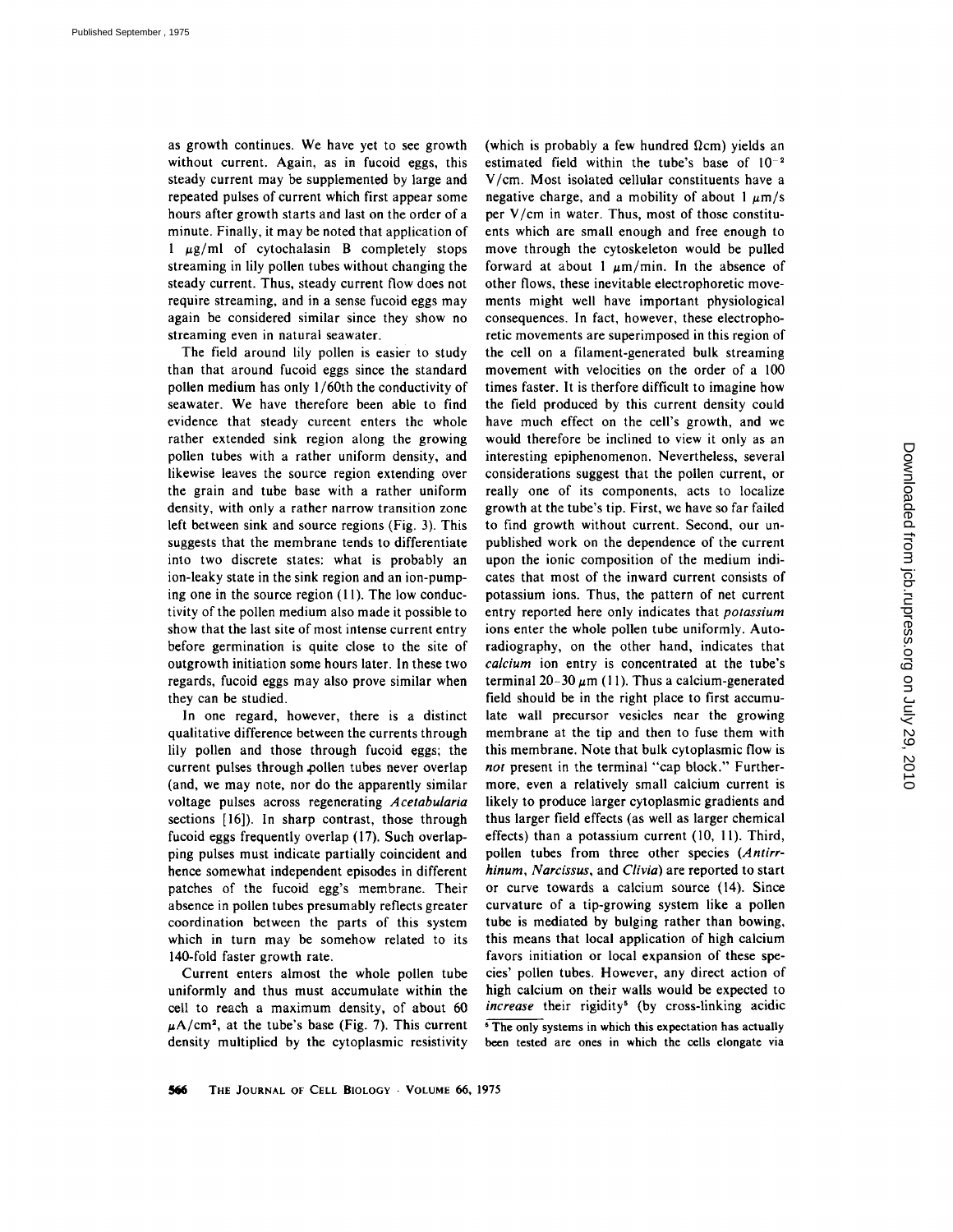as growth continues. We have yet to see growth without current. Again, as in fucoid eggs, this steady current may be supplemented by large and repeated pulses of current which first appear some hours after growth starts and last on the order of a minute. Finally, it may be noted that application of 1 $\mu$g/ml of cytochalasin B completely stops streaming in lily pollen tubes without changing the steady current. Thus, steady current flow does not require streaming, and in a sense fucoid eggs may again be considered similar since they show no streaming even in natural seawater.

The field around lily pollen is easier to study than that around fucoid eggs since the standard pollen medium has only 1/60th the conductivity of seawater. We have therefore been able to find evidence that steady cureent enters the whole rather extended sink region along the growing pollen tubes with a rather uniform density, and likewise leaves the source region extending over the grain and tube base with a rather uniform density, with only a rather narrow transition zone left between sink and source regions (Fig. 3). This suggests that the membrane tends to differentiate into two discrete states: what is probably an ion-leaky state in the sink region and an ion-pumping one in the source region (11). The low conductivity of the pollen medium also made it possible to show that the last site of most intense current entry before germination is quite close to the site of outgrowth initiation some hours later. In these two regards, fucoid eggs may also prove similar when they can be studied.

In one regard, however, there is a distinct qualitative difference between the currents through lily pollen and those through fucoid eggs; the current pulses through pollen tubes never overlap (and, we may note, nor do the apparently similar voltage pulses across regenerating *Acetabularia* sections [16]). In sharp contrast, those through fucoid eggs frequently overlap (17). Such overlapping pulses must indicate partially coincident and hence somewhat independent episodes in different patches of the fucoid egg's membrane. Their absence in pollen tubes presumably reflects greater coordination between the parts of this system which in turn may be somehow related to its 140-fold faster growth rate.

Current enters almost the whole pollen tube uniformly and thus must accumulate within the cell to reach a maximum density, of about 60 $\mu$A/cm$^2$, at the tube's base (Fig. 7). This current density multiplied by the cytoplasmic resistivity (which is probably a few hundred $\Omega$cm) yields an estimated field within the tube's base of $10^{-2}$ V/cm. Most isolated cellular constituents have a negative charge, and a mobility of about 1 $\mu$m/s per V/cm in water. Thus, most of those constituents which are small enough and free enough to move through the cytoskeleton would be pulled forward at about 1 $\mu$m/min. In the absence of other flows, these inevitable electrophoretic movements might well have important physiological consequences. In fact, however, these electrophoretic movements are superimposed in this region of the cell on a filament-generated bulk streaming movement with velocities on the order of a 100 times faster. It is therfore difficult to imagine how the field produced by this current density could have much effect on the cell's growth, and we would therefore be inclined to view it only as an interesting epiphenomenon. Nevertheless, several considerations suggest that the pollen current, or really one of its components, acts to localize growth at the tube's tip. First, we have so far failed to find growth without current. Second, our unpublished work on the dependence of the current upon the ionic composition of the medium indicates that most of the inward current consists of potassium ions. Thus, the pattern of net current entry reported here only indicates that *potassium* ions enter the whole pollen tube uniformly. Autoradiography, on the other hand, indicates that *calcium* ion entry is concentrated at the tube's terminal 20–30 $\mu$m (11). Thus a calcium-generated field should be in the right place to first accumulate wall precursor vesicles near the growing membrane at the tip and then to fuse them with this membrane. Note that bulk cytoplasmic flow is *not* present in the terminal "cap block." Furthermore, even a relatively small calcium current is likely to produce larger cytoplasmic gradients and thus larger field effects (as well as larger chemical effects) than a potassium current (10, 11). Third, pollen tubes from three other species (*Antirrhinum*, *Narcissus*, and *Clivia*) are reported to start or curve towards a calcium source (14). Since curvature of a tip-growing system like a pollen tube is mediated by bulging rather than bowing, this means that local application of high calcium favors initiation or local expansion of these species' pollen tubes. However, any direct action of high calcium on their walls would be expected to *increase* their rigidity[5] (by cross-linking acidic

[5] The only systems in which this expectation has actually been tested are ones in which the cells elongate via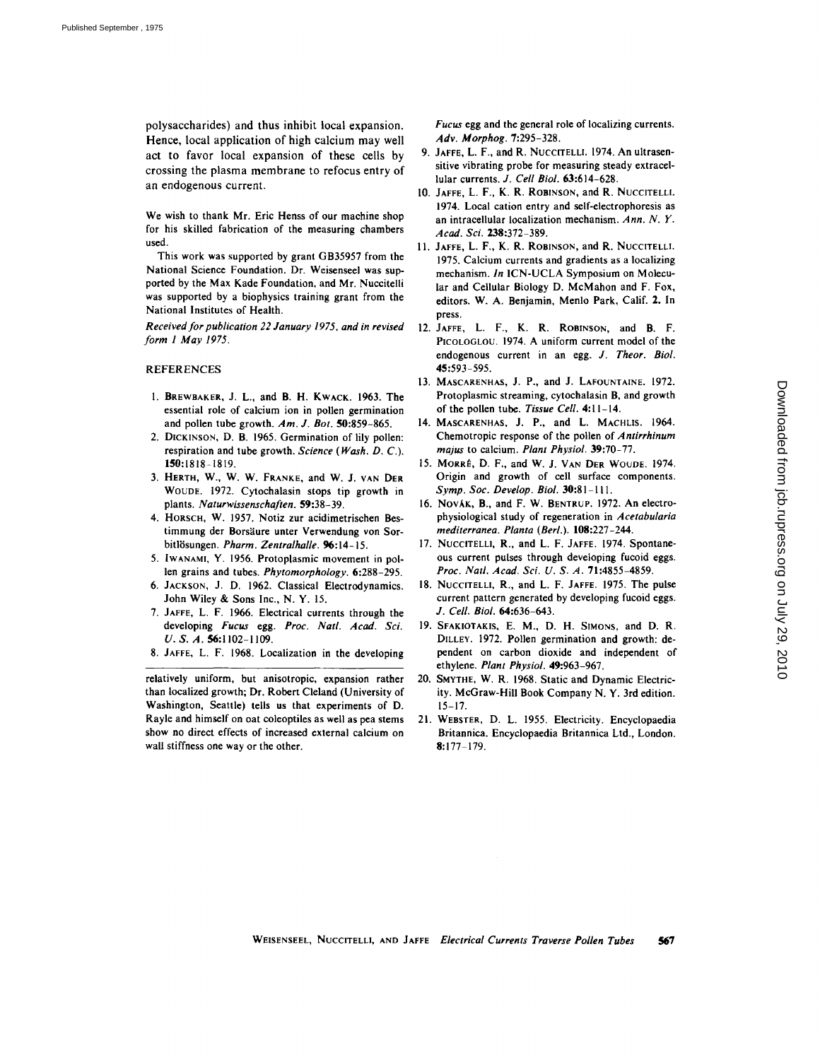polysaccharides) and thus inhibit local expansion. Hence, local application of high calcium may well act to favor local expansion of these cells by crossing the plasma membrane to refocus entry of an endogenous current.

We wish to thank Mr. Eric Henss of our machine shop for his skilled fabrication of the measuring chambers used.

This work was supported by grant GB35957 from the National Science Foundation. Dr. Weisenseel was supported by the Max Kade Foundation, and Mr. Nuccitelli was supported by a biophysics training grant from the National Institutes of Health.

*Received for publication 22 January 1975, and in revised form 1 May 1975.*

relatively uniform, but anisotropic, expansion rather than localized growth; Dr. Robert Cleland (University of Washington, Seattle) tells us that experiments of D. Rayle and himself on oat coleoptiles as well as pea stems show no direct effects of increased external calcium on wall stiffness one way or the other.

## REFERENCES

1. Brewbaker, J. L., and B. H. Kwack. 1963. The essential role of calcium ion in pollen germination and pollen tube growth. *Am. J. Bot.* **50:**859–865.
2. Dickinson, D. B. 1965. Germination of lily pollen: respiration and tube growth. *Science (Wash. D. C.).* **150:**1818–1819.
3. Herth, W., W. W. Franke, and W. J. van der Woude. 1972. Cytochalasin stops tip growth in plants. *Naturwissenschaften.* **59:**38–39.
4. Horsch, W. 1957. Notiz zur acidimetrischen Bestimmung der Borsäure unter Verwendung von Sorbitlösungen. *Pharm. Zentralhalle.* **96:**14–15.
5. Iwanami, Y. 1956. Protoplasmic movement in pollen grains and tubes. *Phytomorphology.* **6:**288–295.
6. Jackson, J. D. 1962. Classical Electrodynamics. John Wiley & Sons Inc., N. Y. 15.
7. Jaffe, L. F. 1966. Electrical currents through the developing *Fucus* egg. *Proc. Natl. Acad. Sci. U. S. A.* **56:**1102–1109.
8. Jaffe, L. F. 1968. Localization in the developing *Fucus* egg and the general role of localizing currents. *Adv. Morphog.* **7:**295–328.
9. Jaffe, L. F., and R. Nuccitelli. 1974. An ultrasensitive vibrating probe for measuring steady extracellular currents. *J. Cell Biol.* **63:**614–628.
10. Jaffe, L. F., K. R. Robinson, and R. Nuccitelli. 1974. Local cation entry and self-electrophoresis as an intracellular localization mechanism. *Ann. N. Y. Acad. Sci.* **238:**372–389.
11. Jaffe, L. F., K. R. Robinson, and R. Nuccitelli. 1975. Calcium currents and gradients as a localizing mechanism. *In* ICN-UCLA Symposium on Molecular and Cellular Biology D. McMahon and F. Fox, editors. W. A. Benjamin, Menlo Park, Calif. **2.** In press.
12. Jaffe, L. F., K. R. Robinson, and B. F. Picologlou. 1974. A uniform current model of the endogenous current in an egg. *J. Theor. Biol.* **45:**593–595.
13. Mascarenhas, J. P., and J. Lafountaine. 1972. Protoplasmic streaming, cytochalasin B, and growth of the pollen tube. *Tissue Cell.* **4:**11–14.
14. Mascarenhas, J. P., and L. Machlis. 1964. Chemotropic response of the pollen of *Antirrhinum majus* to calcium. *Plant Physiol.* **39:**70–77.
15. Morré, D. F., and W. J. Van Der Woude. 1974. Origin and growth of cell surface components. *Symp. Soc. Develop. Biol.* **30:**81–111.
16. Novák, B., and F. W. Bentrup. 1972. An electrophysiological study of regeneration in *Acetabularia mediterranea*. *Planta (Berl.).* **108:**227–244.
17. Nuccitelli, R., and L. F. Jaffe. 1974. Spontaneous current pulses through developing fucoid eggs. *Proc. Natl. Acad. Sci. U. S. A.* **71:**4855–4859.
18. Nuccitelli, R., and L. F. Jaffe. 1975. The pulse current pattern generated by developing fucoid eggs. *J. Cell. Biol.* **64:**636–643.
19. Sfakiotakis, E. M., D. H. Simons, and D. R. Dilley. 1972. Pollen germination and growth: dependent on carbon dioxide and independent of ethylene. *Plant Physiol.* **49:**963–967.
20. Smythe, W. R. 1968. Static and Dynamic Electricity. McGraw-Hill Book Company N. Y. 3rd edition. 15–17.
21. Webster, D. L. 1955. Electricity. Encyclopaedia Britannica. Encyclopaedia Britannica Ltd., London. **8:**177–179.